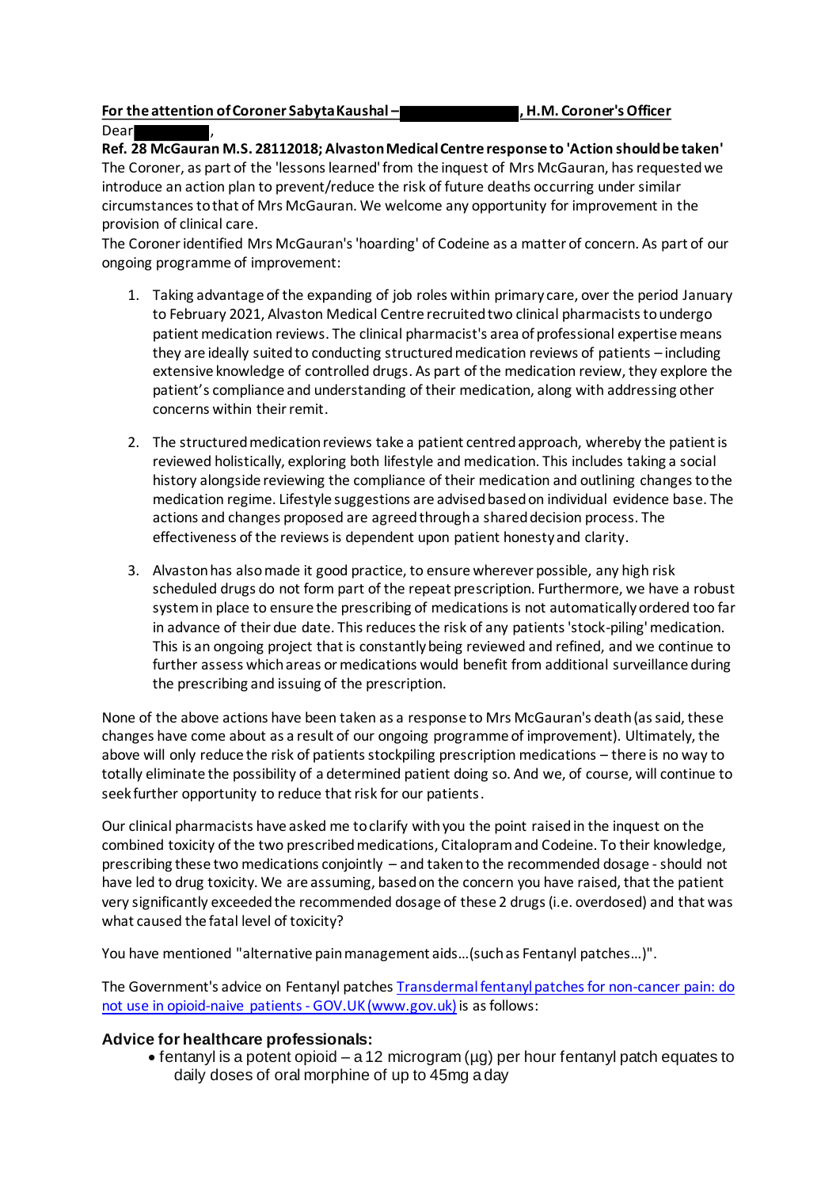**For the attention of Coroner Sabyta Kaushal – , H.M. Coroner's Officer**

Dear ,

**Ref. 28 McGauran M.S. 28112018; Alvaston Medical Centre response to 'Action should be taken'**

The Coroner, as part of the 'lessons learned' from the inquest of Mrs McGauran, has requested we introduce an action plan to prevent/reduce the risk of future deaths occurring under similar circumstances to that of Mrs McGauran. We welcome any opportunity for improvement in the provision of clinical care.

The Coroner identified Mrs McGauran's 'hoarding' of Codeine as a matter of concern. As part of our ongoing programme of improvement:

1. Taking advantage of the expanding of job roles within primary care, over the period January to February 2021, Alvaston Medical Centre recruited two clinical pharmacists to undergo patient medication reviews. The clinical pharmacist's area of professional expertise means they are ideally suited to conducting structured medication reviews of patients – including extensive knowledge of controlled drugs. As part of the medication review, they explore the patient's compliance and understanding of their medication, along with addressing other concerns within their remit.

2. The structured medication reviews take a patient centred approach, whereby the patient is reviewed holistically, exploring both lifestyle and medication. This includes taking a social history alongside reviewing the compliance of their medication and outlining changes to the medication regime. Lifestyle suggestions are advised based on individual evidence base. The actions and changes proposed are agreed through a shared decision process. The effectiveness of the reviews is dependent upon patient honesty and clarity.

3. Alvaston has also made it good practice, to ensure wherever possible, any high risk scheduled drugs do not form part of the repeat prescription. Furthermore, we have a robust system in place to ensure the prescribing of medications is not automatically ordered too far in advance of their due date. This reduces the risk of any patients 'stock-piling' medication. This is an ongoing project that is constantly being reviewed and refined, and we continue to further assess which areas or medications would benefit from additional surveillance during the prescribing and issuing of the prescription.

None of the above actions have been taken as a response to Mrs McGauran's death (as said, these changes have come about as a result of our ongoing programme of improvement). Ultimately, the above will only reduce the risk of patients stockpiling prescription medications – there is no way to totally eliminate the possibility of a determined patient doing so. And we, of course, will continue to seek further opportunity to reduce that risk for our patients.

Our clinical pharmacists have asked me to clarify with you the point raised in the inquest on the combined toxicity of the two prescribed medications, Citalopram and Codeine. To their knowledge, prescribing these two medications conjointly – and taken to the recommended dosage - should not have led to drug toxicity. We are assuming, based on the concern you have raised, that the patient very significantly exceeded the recommended dosage of these 2 drugs (i.e. overdosed) and that was what caused the fatal level of toxicity?

You have mentioned "alternative pain management aids…(such as Fentanyl patches…)".

The Government's advice on Fentanyl patches [Transdermal fentanyl patches for non-cancer pain: do not use in opioid-naive patients - GOV.UK (www.gov.uk)] is as follows:

### Advice for healthcare professionals:

- fentanyl is a potent opioid – a 12 microgram (µg) per hour fentanyl patch equates to daily doses of oral morphine of up to 45mg a day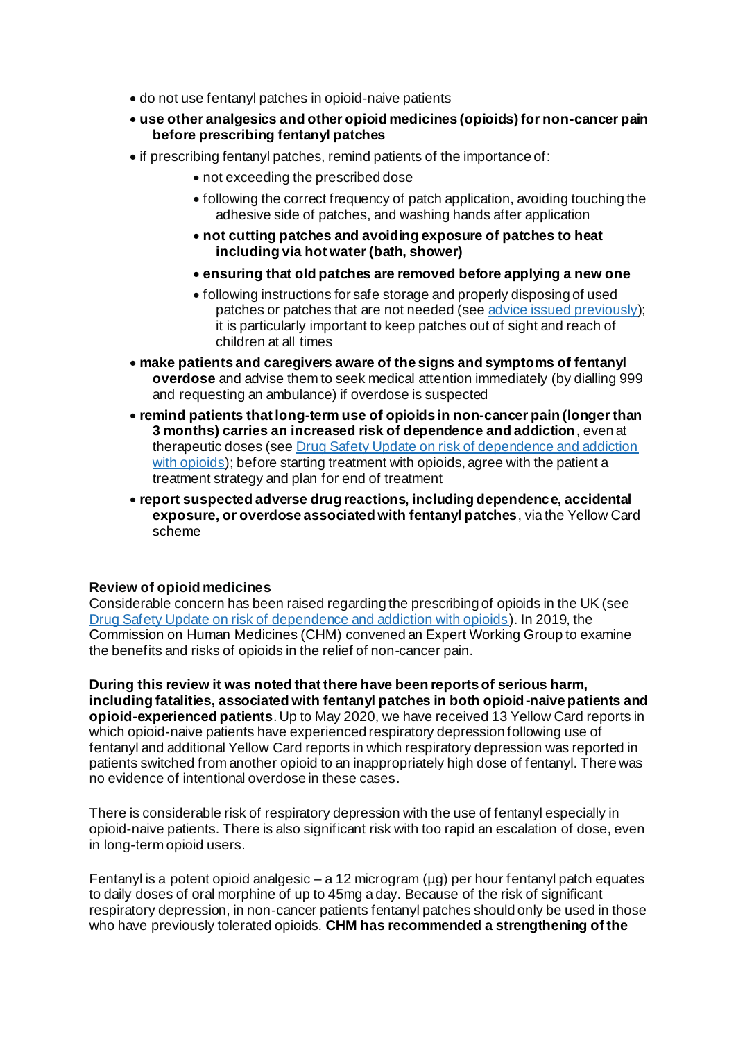- do not use fentanyl patches in opioid-naive patients
- **use other analgesics and other opioid medicines (opioids) for non-cancer pain before prescribing fentanyl patches**
- if prescribing fentanyl patches, remind patients of the importance of:
    - not exceeding the prescribed dose
    - following the correct frequency of patch application, avoiding touching the adhesive side of patches, and washing hands after application
    - **not cutting patches and avoiding exposure of patches to heat including via hot water (bath, shower)**
    - **ensuring that old patches are removed before applying a new one**
    - following instructions for safe storage and properly disposing of used patches or patches that are not needed (see [advice issued previously]); it is particularly important to keep patches out of sight and reach of children at all times
- **make patients and caregivers aware of the signs and symptoms of fentanyl overdose** and advise them to seek medical attention immediately (by dialling 999 and requesting an ambulance) if overdose is suspected
- **remind patients that long-term use of opioids in non-cancer pain (longer than 3 months) carries an increased risk of dependence and addiction**, even at therapeutic doses (see [Drug Safety Update on risk of dependence and addiction with opioids]); before starting treatment with opioids, agree with the patient a treatment strategy and plan for end of treatment
- **report suspected adverse drug reactions, including dependence, accidental exposure, or overdose associated with fentanyl patches**, via the Yellow Card scheme

**Review of opioid medicines**
Considerable concern has been raised regarding the prescribing of opioids in the UK (see [Drug Safety Update on risk of dependence and addiction with opioids]). In 2019, the Commission on Human Medicines (CHM) convened an Expert Working Group to examine the benefits and risks of opioids in the relief of non-cancer pain.

**During this review it was noted that there have been reports of serious harm, including fatalities, associated with fentanyl patches in both opioid-naive patients and opioid-experienced patients**. Up to May 2020, we have received 13 Yellow Card reports in which opioid-naive patients have experienced respiratory depression following use of fentanyl and additional Yellow Card reports in which respiratory depression was reported in patients switched from another opioid to an inappropriately high dose of fentanyl. There was no evidence of intentional overdose in these cases.

There is considerable risk of respiratory depression with the use of fentanyl especially in opioid-naive patients. There is also significant risk with too rapid an escalation of dose, even in long-term opioid users.

Fentanyl is a potent opioid analgesic – a 12 microgram (µg) per hour fentanyl patch equates to daily doses of oral morphine of up to 45mg a day. Because of the risk of significant respiratory depression, in non-cancer patients fentanyl patches should only be used in those who have previously tolerated opioids. **CHM has recommended a strengthening of the**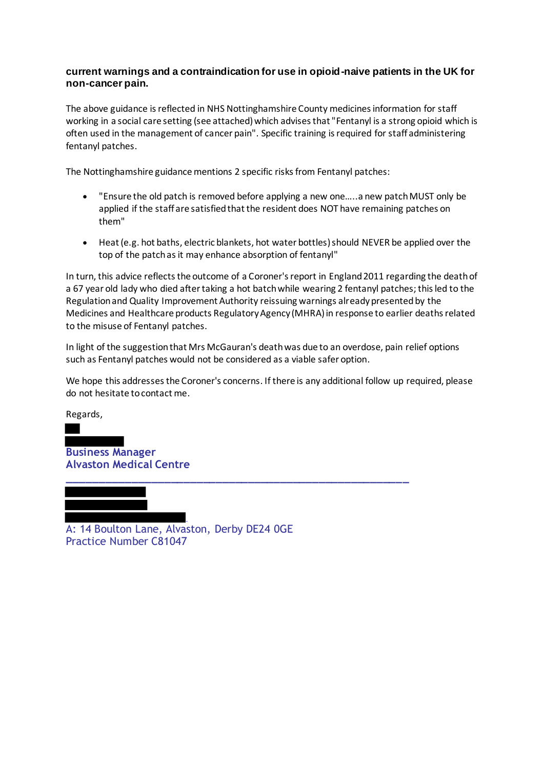**current warnings and a contraindication for use in opioid-naive patients in the UK for non-cancer pain.**

The above guidance is reflected in NHS Nottinghamshire County medicines information for staff working in a social care setting (see attached) which advises that "Fentanyl is a strong opioid which is often used in the management of cancer pain". Specific training is required for staff administering fentanyl patches.

The Nottinghamshire guidance mentions 2 specific risks from Fentanyl patches:

- "Ensure the old patch is removed before applying a new one.....a new patch MUST only be applied if the staff are satisfied that the resident does NOT have remaining patches on them"
- Heat (e.g. hot baths, electric blankets, hot water bottles) should NEVER be applied over the top of the patch as it may enhance absorption of fentanyl"

In turn, this advice reflects the outcome of a Coroner's report in England 2011 regarding the death of a 67 year old lady who died after taking a hot batch while wearing 2 fentanyl patches; this led to the Regulation and Quality Improvement Authority reissuing warnings already presented by the Medicines and Healthcare products Regulatory Agency (MHRA) in response to earlier deaths related to the misuse of Fentanyl patches.

In light of the suggestion that Mrs McGauran's death was due to an overdose, pain relief options such as Fentanyl patches would not be considered as a viable safer option.

We hope this addresses the Coroner's concerns. If there is any additional follow up required, please do not hesitate to contact me.

Regards,

**Business Manager**
**Alvaston Medical Centre**

---

A: 14 Boulton Lane, Alvaston, Derby DE24 0GE
Practice Number C81047